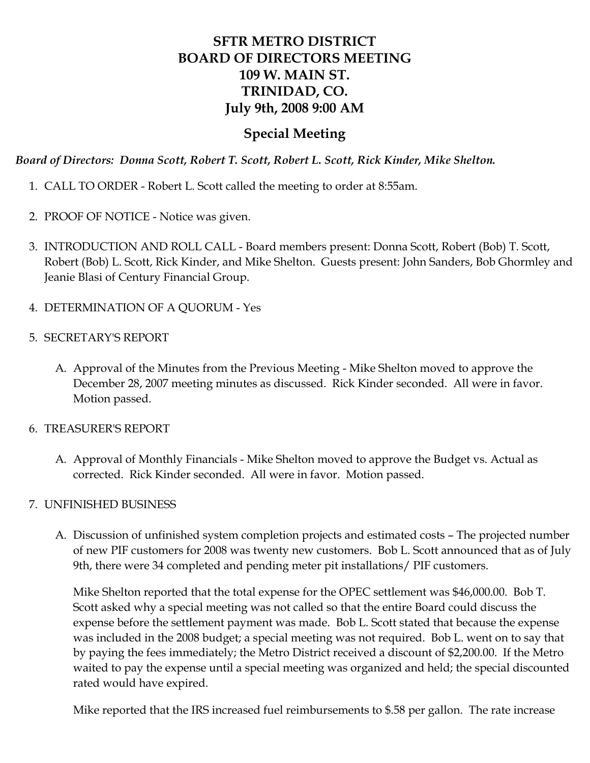# SFTR METRO DISTRICT
# BOARD OF DIRECTORS MEETING
# 109 W. MAIN ST.
# TRINIDAD, CO.
# July 9th, 2008 9:00 AM

## Special Meeting

***Board of Directors: Donna Scott, Robert T. Scott, Robert L. Scott, Rick Kinder, Mike Shelton.***

1. CALL TO ORDER - Robert L. Scott called the meeting to order at 8:55am.

2. PROOF OF NOTICE - Notice was given.

3. INTRODUCTION AND ROLL CALL - Board members present: Donna Scott, Robert (Bob) T. Scott, Robert (Bob) L. Scott, Rick Kinder, and Mike Shelton. Guests present: John Sanders, Bob Ghormley and Jeanie Blasi of Century Financial Group.

4. DETERMINATION OF A QUORUM - Yes

5. SECRETARY'S REPORT

   A. Approval of the Minutes from the Previous Meeting - Mike Shelton moved to approve the December 28, 2007 meeting minutes as discussed. Rick Kinder seconded. All were in favor. Motion passed.

6. TREASURER'S REPORT

   A. Approval of Monthly Financials - Mike Shelton moved to approve the Budget vs. Actual as corrected. Rick Kinder seconded. All were in favor. Motion passed.

7. UNFINISHED BUSINESS

   A. Discussion of unfinished system completion projects and estimated costs – The projected number of new PIF customers for 2008 was twenty new customers. Bob L. Scott announced that as of July 9th, there were 34 completed and pending meter pit installations/ PIF customers.

      Mike Shelton reported that the total expense for the OPEC settlement was $46,000.00. Bob T. Scott asked why a special meeting was not called so that the entire Board could discuss the expense before the settlement payment was made. Bob L. Scott stated that because the expense was included in the 2008 budget; a special meeting was not required. Bob L. went on to say that by paying the fees immediately; the Metro District received a discount of $2,200.00. If the Metro waited to pay the expense until a special meeting was organized and held; the special discounted rated would have expired.

      Mike reported that the IRS increased fuel reimbursements to $.58 per gallon. The rate increase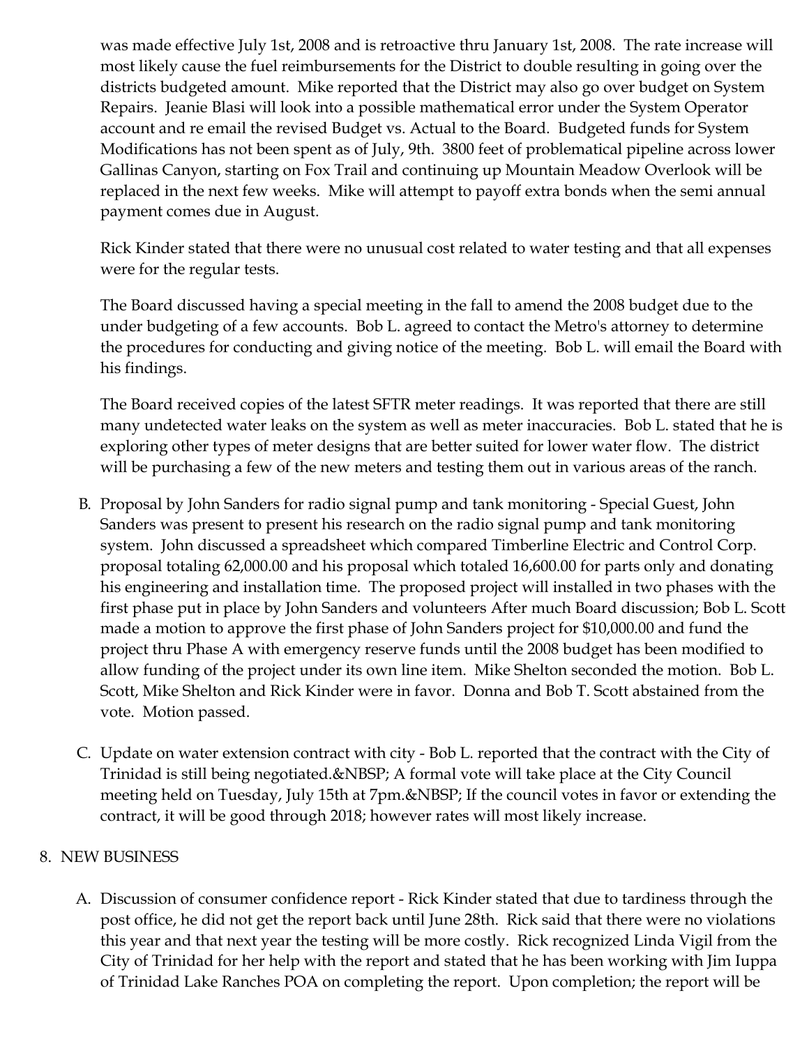was made effective July 1st, 2008 and is retroactive thru January 1st, 2008. The rate increase will most likely cause the fuel reimbursements for the District to double resulting in going over the districts budgeted amount. Mike reported that the District may also go over budget on System Repairs. Jeanie Blasi will look into a possible mathematical error under the System Operator account and re email the revised Budget vs. Actual to the Board. Budgeted funds for System Modifications has not been spent as of July, 9th. 3800 feet of problematical pipeline across lower Gallinas Canyon, starting on Fox Trail and continuing up Mountain Meadow Overlook will be replaced in the next few weeks. Mike will attempt to payoff extra bonds when the semi annual payment comes due in August.

Rick Kinder stated that there were no unusual cost related to water testing and that all expenses were for the regular tests.

The Board discussed having a special meeting in the fall to amend the 2008 budget due to the under budgeting of a few accounts. Bob L. agreed to contact the Metro's attorney to determine the procedures for conducting and giving notice of the meeting. Bob L. will email the Board with his findings.

The Board received copies of the latest SFTR meter readings. It was reported that there are still many undetected water leaks on the system as well as meter inaccuracies. Bob L. stated that he is exploring other types of meter designs that are better suited for lower water flow. The district will be purchasing a few of the new meters and testing them out in various areas of the ranch.

B. Proposal by John Sanders for radio signal pump and tank monitoring - Special Guest, John Sanders was present to present his research on the radio signal pump and tank monitoring system. John discussed a spreadsheet which compared Timberline Electric and Control Corp. proposal totaling 62,000.00 and his proposal which totaled 16,600.00 for parts only and donating his engineering and installation time. The proposed project will installed in two phases with the first phase put in place by John Sanders and volunteers After much Board discussion; Bob L. Scott made a motion to approve the first phase of John Sanders project for $10,000.00 and fund the project thru Phase A with emergency reserve funds until the 2008 budget has been modified to allow funding of the project under its own line item. Mike Shelton seconded the motion. Bob L. Scott, Mike Shelton and Rick Kinder were in favor. Donna and Bob T. Scott abstained from the vote. Motion passed.

C. Update on water extension contract with city - Bob L. reported that the contract with the City of Trinidad is still being negotiated.&NBSP; A formal vote will take place at the City Council meeting held on Tuesday, July 15th at 7pm.&NBSP; If the council votes in favor or extending the contract, it will be good through 2018; however rates will most likely increase.

8. NEW BUSINESS

A. Discussion of consumer confidence report - Rick Kinder stated that due to tardiness through the post office, he did not get the report back until June 28th. Rick said that there were no violations this year and that next year the testing will be more costly. Rick recognized Linda Vigil from the City of Trinidad for her help with the report and stated that he has been working with Jim Iuppa of Trinidad Lake Ranches POA on completing the report. Upon completion; the report will be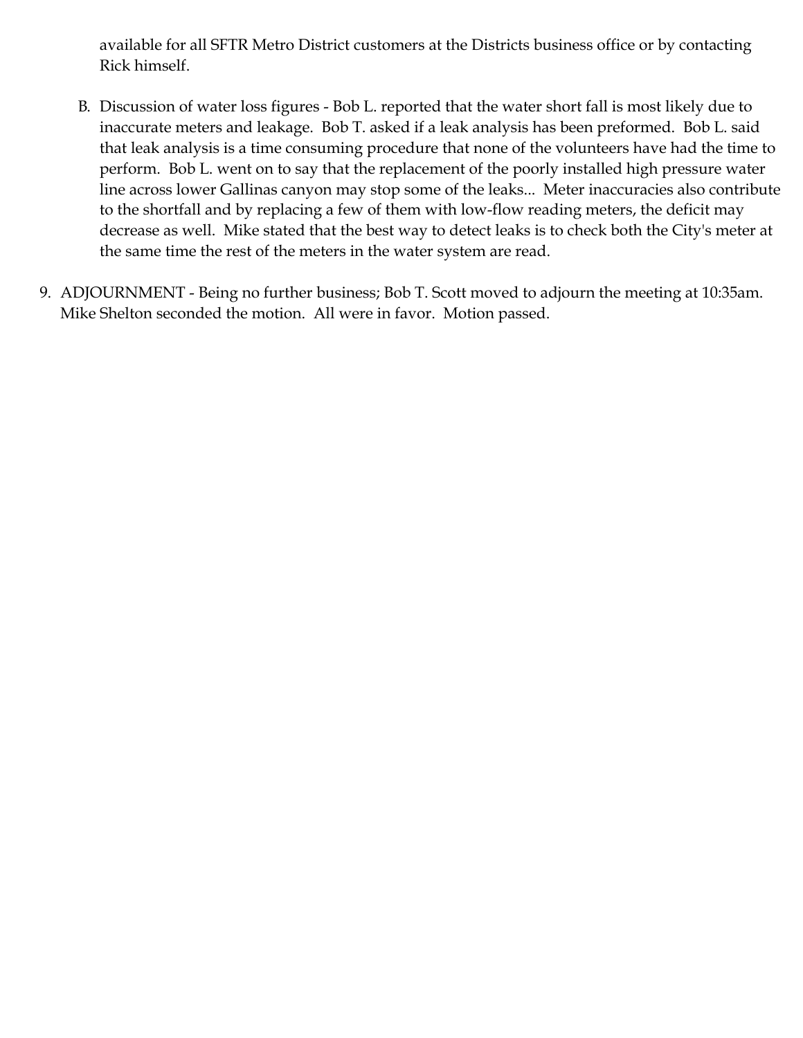available for all SFTR Metro District customers at the Districts business office or by contacting Rick himself.

B. Discussion of water loss figures - Bob L. reported that the water short fall is most likely due to inaccurate meters and leakage. Bob T. asked if a leak analysis has been preformed. Bob L. said that leak analysis is a time consuming procedure that none of the volunteers have had the time to perform. Bob L. went on to say that the replacement of the poorly installed high pressure water line across lower Gallinas canyon may stop some of the leaks... Meter inaccuracies also contribute to the shortfall and by replacing a few of them with low-flow reading meters, the deficit may decrease as well. Mike stated that the best way to detect leaks is to check both the City's meter at the same time the rest of the meters in the water system are read.

9. ADJOURNMENT - Being no further business; Bob T. Scott moved to adjourn the meeting at 10:35am. Mike Shelton seconded the motion. All were in favor. Motion passed.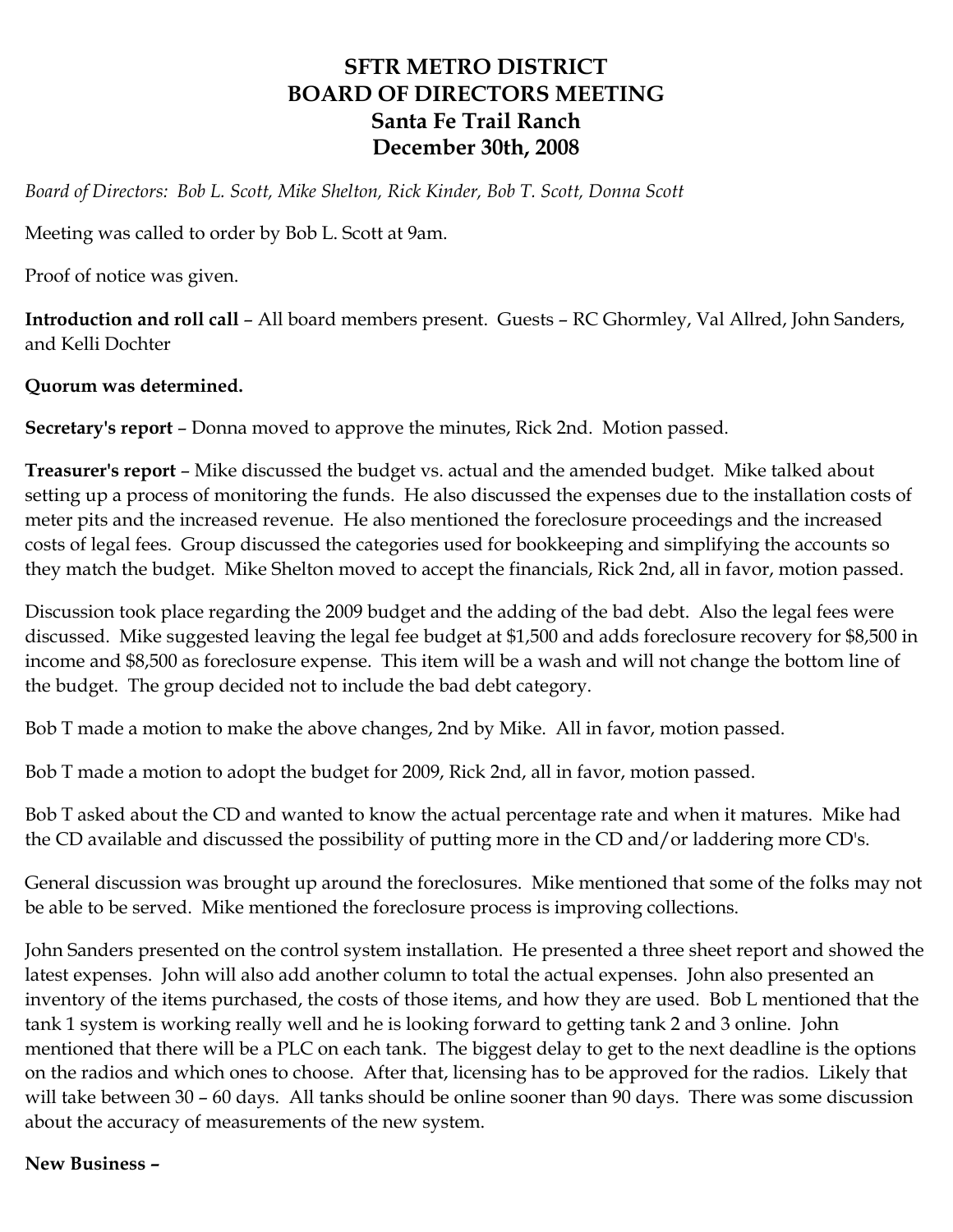# SFTR METRO DISTRICT
# BOARD OF DIRECTORS MEETING
# Santa Fe Trail Ranch
# December 30th, 2008

*Board of Directors: Bob L. Scott, Mike Shelton, Rick Kinder, Bob T. Scott, Donna Scott*

Meeting was called to order by Bob L. Scott at 9am.

Proof of notice was given.

**Introduction and roll call** – All board members present. Guests – RC Ghormley, Val Allred, John Sanders, and Kelli Dochter

**Quorum was determined.**

**Secretary's report** – Donna moved to approve the minutes, Rick 2nd. Motion passed.

**Treasurer's report** – Mike discussed the budget vs. actual and the amended budget. Mike talked about setting up a process of monitoring the funds. He also discussed the expenses due to the installation costs of meter pits and the increased revenue. He also mentioned the foreclosure proceedings and the increased costs of legal fees. Group discussed the categories used for bookkeeping and simplifying the accounts so they match the budget. Mike Shelton moved to accept the financials, Rick 2nd, all in favor, motion passed.

Discussion took place regarding the 2009 budget and the adding of the bad debt. Also the legal fees were discussed. Mike suggested leaving the legal fee budget at $1,500 and adds foreclosure recovery for $8,500 in income and $8,500 as foreclosure expense. This item will be a wash and will not change the bottom line of the budget. The group decided not to include the bad debt category.

Bob T made a motion to make the above changes, 2nd by Mike. All in favor, motion passed.

Bob T made a motion to adopt the budget for 2009, Rick 2nd, all in favor, motion passed.

Bob T asked about the CD and wanted to know the actual percentage rate and when it matures. Mike had the CD available and discussed the possibility of putting more in the CD and/or laddering more CD's.

General discussion was brought up around the foreclosures. Mike mentioned that some of the folks may not be able to be served. Mike mentioned the foreclosure process is improving collections.

John Sanders presented on the control system installation. He presented a three sheet report and showed the latest expenses. John will also add another column to total the actual expenses. John also presented an inventory of the items purchased, the costs of those items, and how they are used. Bob L mentioned that the tank 1 system is working really well and he is looking forward to getting tank 2 and 3 online. John mentioned that there will be a PLC on each tank. The biggest delay to get to the next deadline is the options on the radios and which ones to choose. After that, licensing has to be approved for the radios. Likely that will take between 30 – 60 days. All tanks should be online sooner than 90 days. There was some discussion about the accuracy of measurements of the new system.

**New Business –**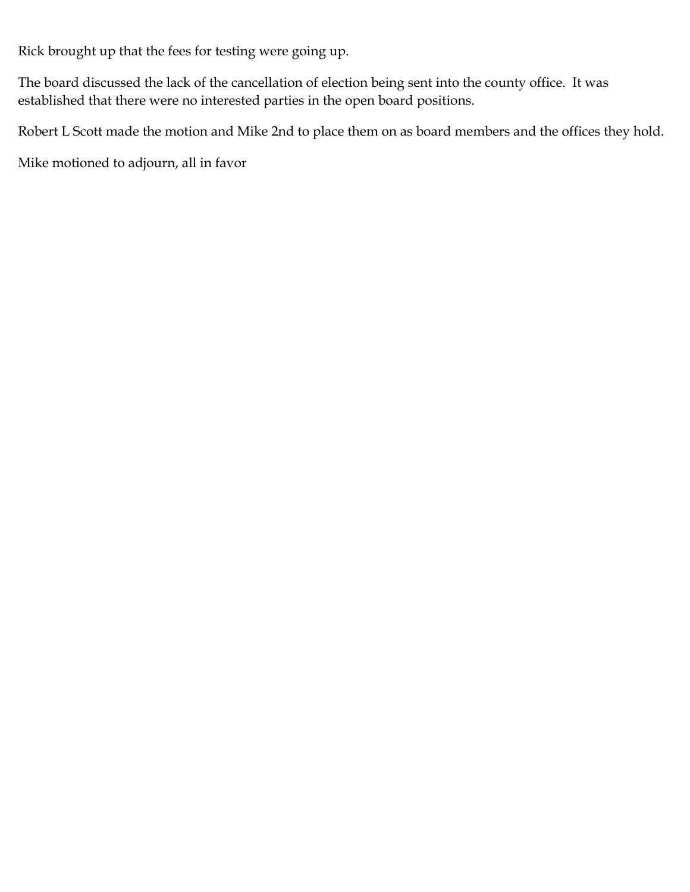Rick brought up that the fees for testing were going up.

The board discussed the lack of the cancellation of election being sent into the county office. It was established that there were no interested parties in the open board positions.

Robert L Scott made the motion and Mike 2nd to place them on as board members and the offices they hold.

Mike motioned to adjourn, all in favor